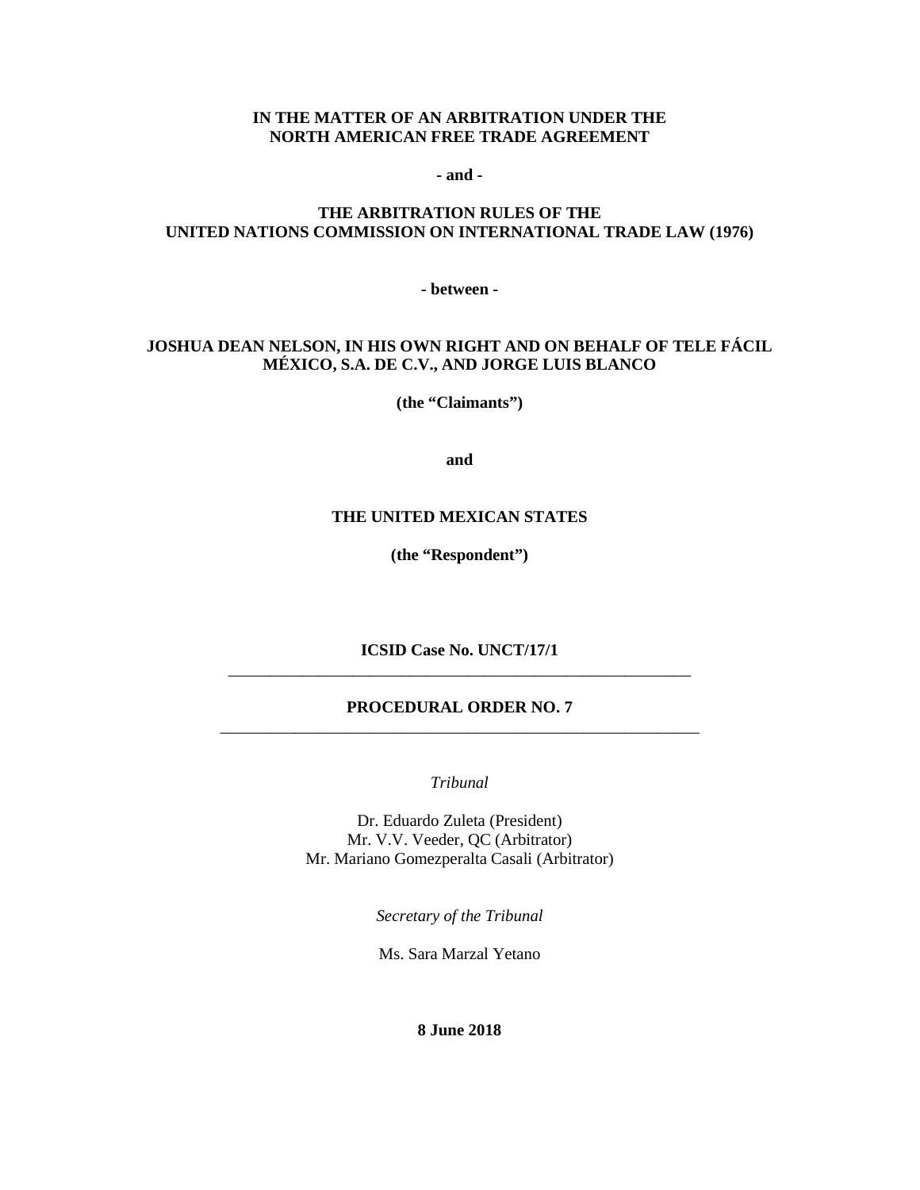**IN THE MATTER OF AN ARBITRATION UNDER THE NORTH AMERICAN FREE TRADE AGREEMENT**

**- and -**

**THE ARBITRATION RULES OF THE UNITED NATIONS COMMISSION ON INTERNATIONAL TRADE LAW (1976)**

**- between -**

**JOSHUA DEAN NELSON, IN HIS OWN RIGHT AND ON BEHALF OF TELE FÁCIL MÉXICO, S.A. DE C.V., AND JORGE LUIS BLANCO**

**(the "Claimants")**

**and**

**THE UNITED MEXICAN STATES**

**(the "Respondent")**

**ICSID Case No. UNCT/17/1**

---

# PROCEDURAL ORDER NO. 7

---

*Tribunal*

Dr. Eduardo Zuleta (President)
Mr. V.V. Veeder, QC (Arbitrator)
Mr. Mariano Gomezperalta Casali (Arbitrator)

*Secretary of the Tribunal*

Ms. Sara Marzal Yetano

**8 June 2018**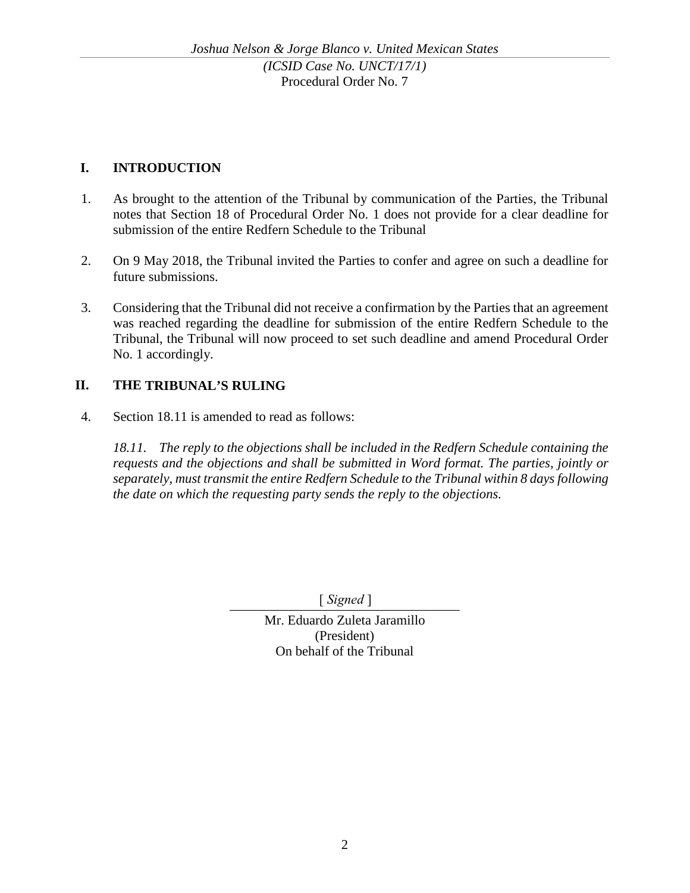## I. INTRODUCTION

1. As brought to the attention of the Tribunal by communication of the Parties, the Tribunal notes that Section 18 of Procedural Order No. 1 does not provide for a clear deadline for submission of the entire Redfern Schedule to the Tribunal

2. On 9 May 2018, the Tribunal invited the Parties to confer and agree on such a deadline for future submissions.

3. Considering that the Tribunal did not receive a confirmation by the Parties that an agreement was reached regarding the deadline for submission of the entire Redfern Schedule to the Tribunal, the Tribunal will now proceed to set such deadline and amend Procedural Order No. 1 accordingly.

## II. THE TRIBUNAL'S RULING

4. Section 18.11 is amended to read as follows:

   *18.11. The reply to the objections shall be included in the Redfern Schedule containing the requests and the objections and shall be submitted in Word format. The parties, jointly or separately, must transmit the entire Redfern Schedule to the Tribunal within 8 days following the date on which the requesting party sends the reply to the objections.*

[ *Signed* ]

Mr. Eduardo Zuleta Jaramillo
(President)
On behalf of the Tribunal